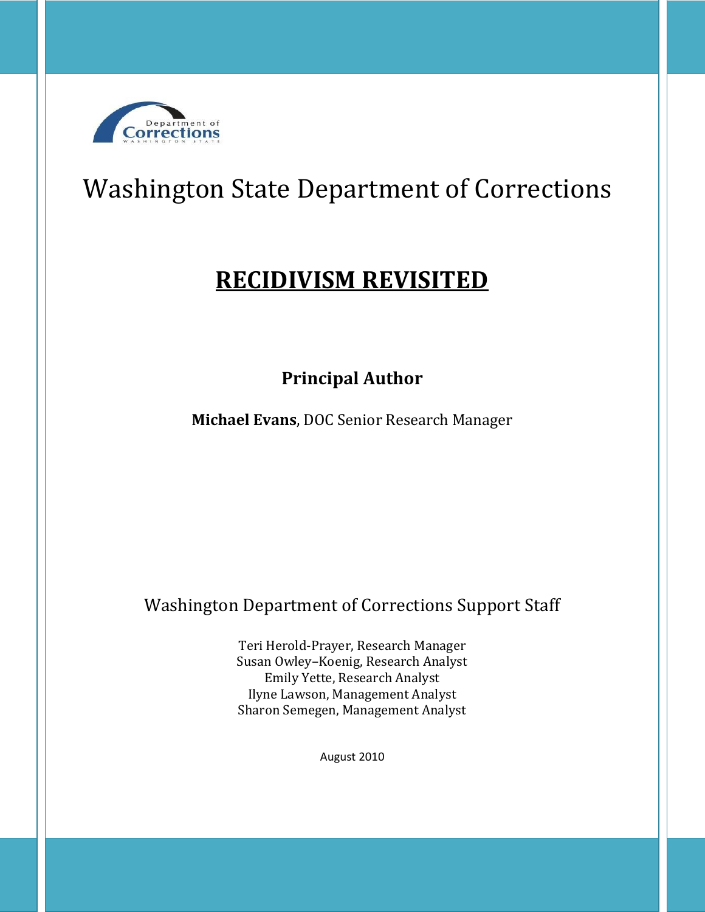# Washington State Department of Corrections

## RECIDIVISM REVISITED

**Principal Author**

**Michael Evans**, DOC Senior Research Manager

Washington Department of Corrections Support Staff

Teri Herold-Prayer, Research Manager
Susan Owley–Koenig, Research Analyst
Emily Yette, Research Analyst
Ilyne Lawson, Management Analyst
Sharon Semegen, Management Analyst

August 2010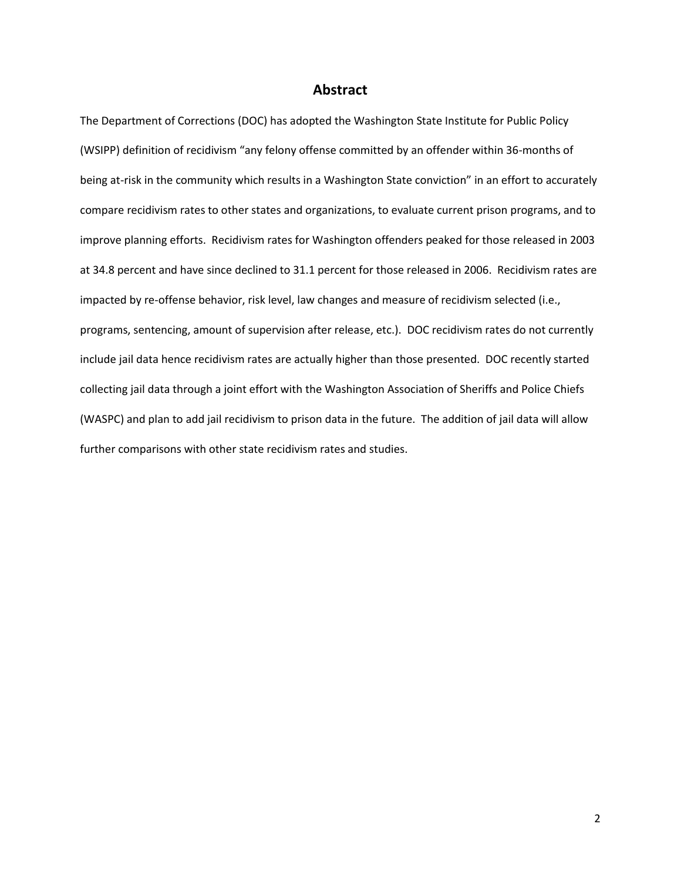## Abstract

The Department of Corrections (DOC) has adopted the Washington State Institute for Public Policy (WSIPP) definition of recidivism "any felony offense committed by an offender within 36-months of being at-risk in the community which results in a Washington State conviction" in an effort to accurately compare recidivism rates to other states and organizations, to evaluate current prison programs, and to improve planning efforts. Recidivism rates for Washington offenders peaked for those released in 2003 at 34.8 percent and have since declined to 31.1 percent for those released in 2006. Recidivism rates are impacted by re-offense behavior, risk level, law changes and measure of recidivism selected (i.e., programs, sentencing, amount of supervision after release, etc.). DOC recidivism rates do not currently include jail data hence recidivism rates are actually higher than those presented. DOC recently started collecting jail data through a joint effort with the Washington Association of Sheriffs and Police Chiefs (WASPC) and plan to add jail recidivism to prison data in the future. The addition of jail data will allow further comparisons with other state recidivism rates and studies.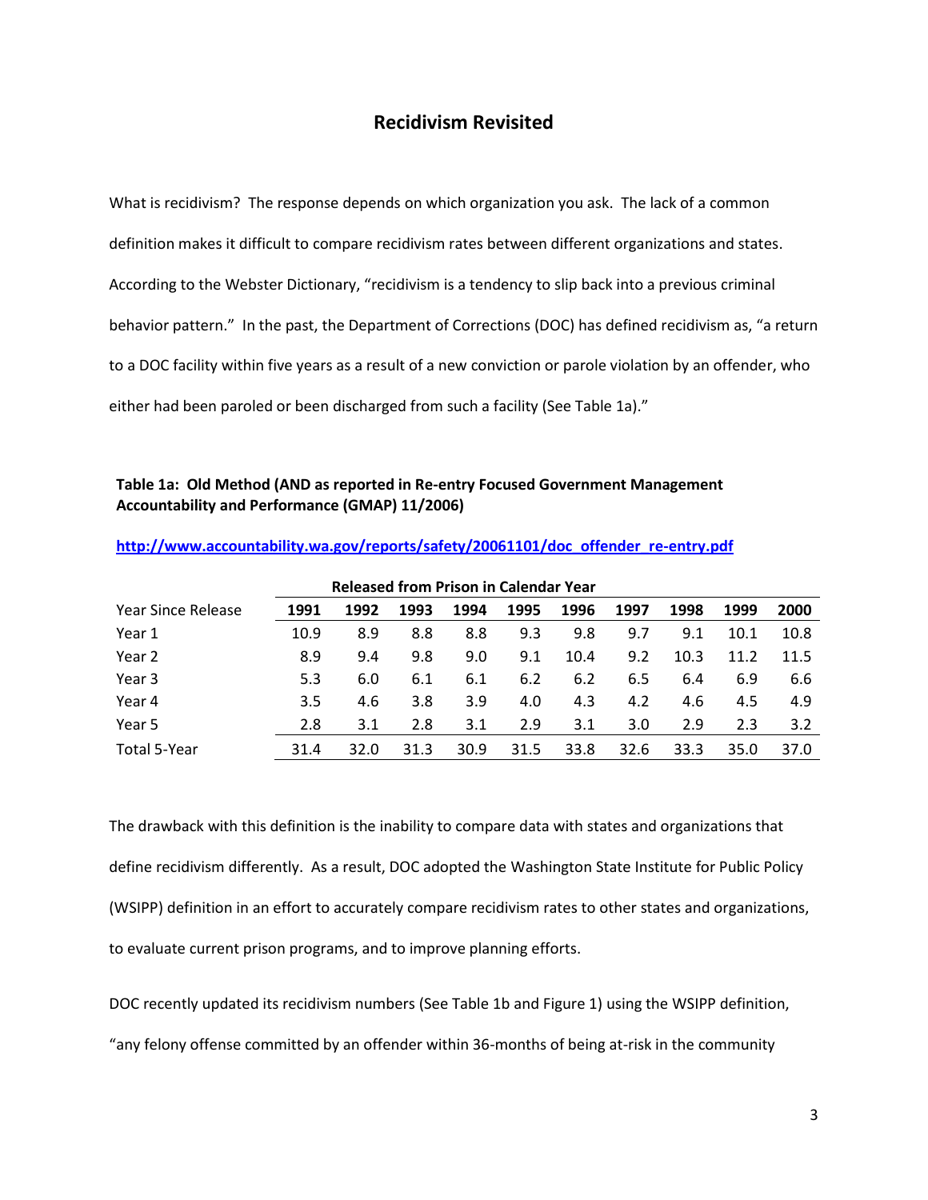## Recidivism Revisited

What is recidivism? The response depends on which organization you ask. The lack of a common definition makes it difficult to compare recidivism rates between different organizations and states. According to the Webster Dictionary, "recidivism is a tendency to slip back into a previous criminal behavior pattern." In the past, the Department of Corrections (DOC) has defined recidivism as, "a return to a DOC facility within five years as a result of a new conviction or parole violation by an offender, who either had been paroled or been discharged from such a facility (See Table 1a)."

**Table 1a: Old Method (AND as reported in Re-entry Focused Government Management Accountability and Performance (GMAP) 11/2006)**

http://www.accountability.wa.gov/reports/safety/20061101/doc_offender_re-entry.pdf

| | Released from Prison in Calendar Year | | | | | | | | | |
|---|---|---|---|---|---|---|---|---|---|---|
| Year Since Release | **1991** | **1992** | **1993** | **1994** | **1995** | **1996** | **1997** | **1998** | **1999** | **2000** |
| Year 1 | 10.9 | 8.9 | 8.8 | 8.8 | 9.3 | 9.8 | 9.7 | 9.1 | 10.1 | 10.8 |
| Year 2 | 8.9 | 9.4 | 9.8 | 9.0 | 9.1 | 10.4 | 9.2 | 10.3 | 11.2 | 11.5 |
| Year 3 | 5.3 | 6.0 | 6.1 | 6.1 | 6.2 | 6.2 | 6.5 | 6.4 | 6.9 | 6.6 |
| Year 4 | 3.5 | 4.6 | 3.8 | 3.9 | 4.0 | 4.3 | 4.2 | 4.6 | 4.5 | 4.9 |
| Year 5 | 2.8 | 3.1 | 2.8 | 3.1 | 2.9 | 3.1 | 3.0 | 2.9 | 2.3 | 3.2 |
| Total 5-Year | 31.4 | 32.0 | 31.3 | 30.9 | 31.5 | 33.8 | 32.6 | 33.3 | 35.0 | 37.0 |

The drawback with this definition is the inability to compare data with states and organizations that define recidivism differently. As a result, DOC adopted the Washington State Institute for Public Policy (WSIPP) definition in an effort to accurately compare recidivism rates to other states and organizations, to evaluate current prison programs, and to improve planning efforts.

DOC recently updated its recidivism numbers (See Table 1b and Figure 1) using the WSIPP definition, "any felony offense committed by an offender within 36-months of being at-risk in the community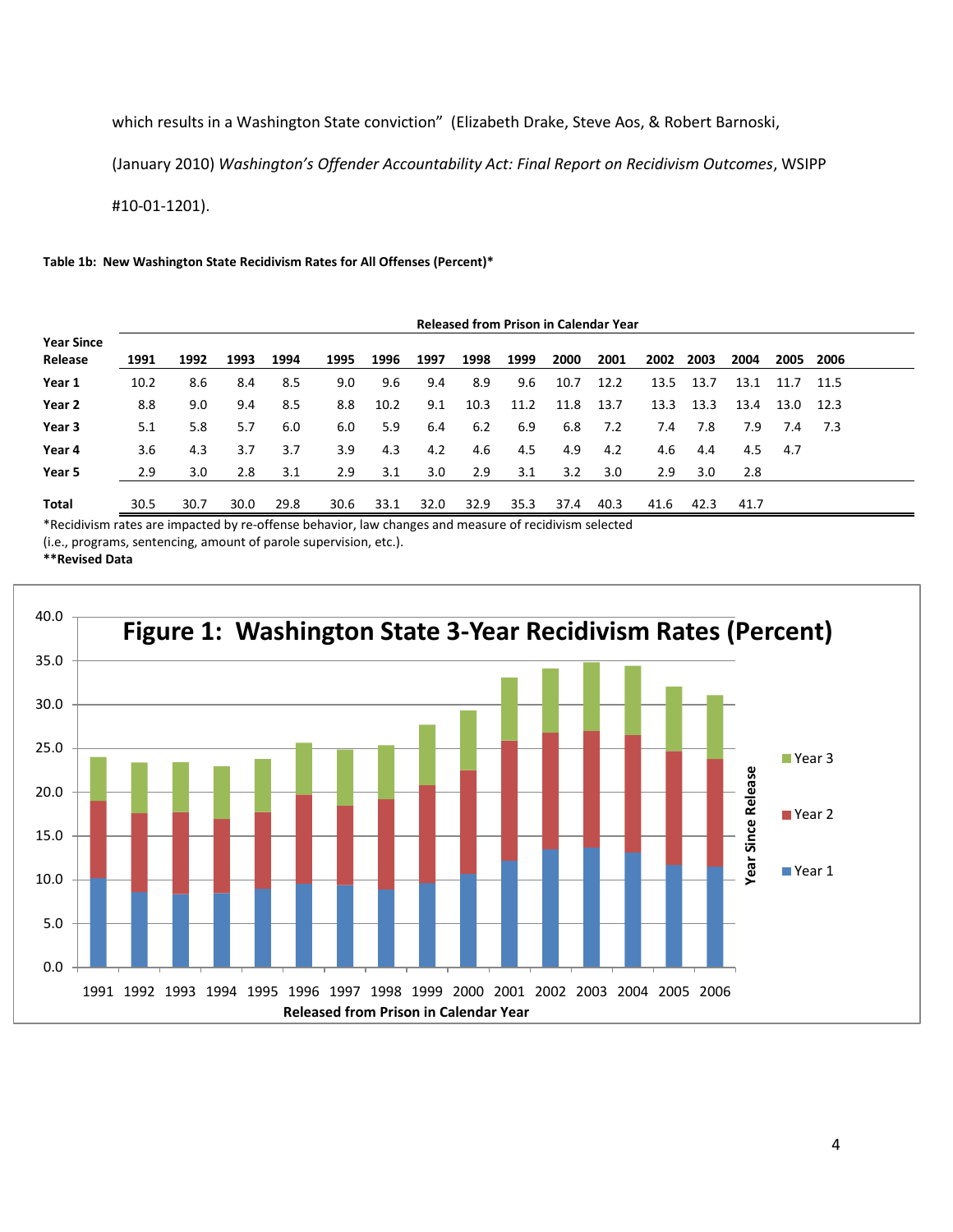which results in a Washington State conviction" (Elizabeth Drake, Steve Aos, & Robert Barnoski, (January 2010) *Washington's Offender Accountability Act: Final Report on Recidivism Outcomes*, WSIPP #10-01-1201).

**Table 1b: New Washington State Recidivism Rates for All Offenses (Percent)***

| Year Since Release | Released from Prison in Calendar Year | | | | | | | | | | | | | | | |
|---|---|---|---|---|---|---|---|---|---|---|---|---|---|---|---|---|
| | **1991** | **1992** | **1993** | **1994** | **1995** | **1996** | **1997** | **1998** | **1999** | **2000** | **2001** | **2002** | **2003** | **2004** | **2005** | **2006** |
| **Year 1** | 10.2 | 8.6 | 8.4 | 8.5 | 9.0 | 9.6 | 9.4 | 8.9 | 9.6 | 10.7 | 12.2 | 13.5 | 13.7 | 13.1 | 11.7 | 11.5 |
| **Year 2** | 8.8 | 9.0 | 9.4 | 8.5 | 8.8 | 10.2 | 9.1 | 10.3 | 11.2 | 11.8 | 13.7 | 13.3 | 13.3 | 13.4 | 13.0 | 12.3 |
| **Year 3** | 5.1 | 5.8 | 5.7 | 6.0 | 6.0 | 5.9 | 6.4 | 6.2 | 6.9 | 6.8 | 7.2 | 7.4 | 7.8 | 7.9 | 7.4 | 7.3 |
| **Year 4** | 3.6 | 4.3 | 3.7 | 3.7 | 3.9 | 4.3 | 4.2 | 4.6 | 4.5 | 4.9 | 4.2 | 4.6 | 4.4 | 4.5 | 4.7 | |
| **Year 5** | 2.9 | 3.0 | 2.8 | 3.1 | 2.9 | 3.1 | 3.0 | 2.9 | 3.1 | 3.2 | 3.0 | 2.9 | 3.0 | 2.8 | | |
| **Total** | 30.5 | 30.7 | 30.0 | 29.8 | 30.6 | 33.1 | 32.0 | 32.9 | 35.3 | 37.4 | 40.3 | 41.6 | 42.3 | 41.7 | | |

*Recidivism rates are impacted by re-offense behavior, law changes and measure of recidivism selected (i.e., programs, sentencing, amount of parole supervision, etc.).

**Revised Data

**Figure 1: Washington State 3-Year Recidivism Rates (Percent)**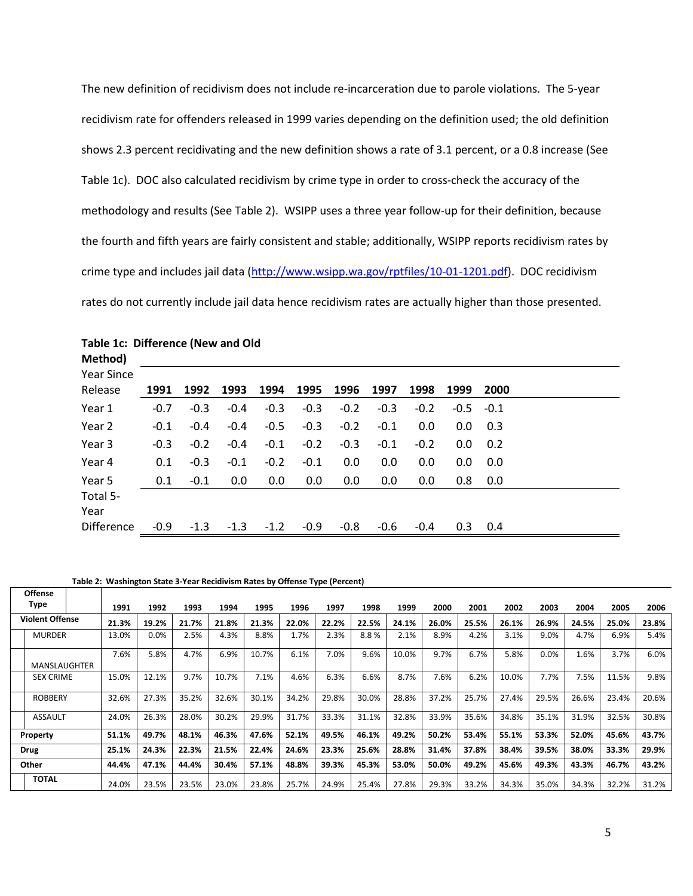The new definition of recidivism does not include re-incarceration due to parole violations. The 5-year recidivism rate for offenders released in 1999 varies depending on the definition used; the old definition shows 2.3 percent recidivating and the new definition shows a rate of 3.1 percent, or a 0.8 increase (See Table 1c). DOC also calculated recidivism by crime type in order to cross-check the accuracy of the methodology and results (See Table 2). WSIPP uses a three year follow-up for their definition, because the fourth and fifth years are fairly consistent and stable; additionally, WSIPP reports recidivism rates by crime type and includes jail data (http://www.wsipp.wa.gov/rptfiles/10-01-1201.pdf). DOC recidivism rates do not currently include jail data hence recidivism rates are actually higher than those presented.

**Table 1c: Difference (New and Old Method)**

| Year Since Release | 1991 | 1992 | 1993 | 1994 | 1995 | 1996 | 1997 | 1998 | 1999 | 2000 |
|---|---|---|---|---|---|---|---|---|---|---|
| Year 1 | -0.7 | -0.3 | -0.4 | -0.3 | -0.3 | -0.2 | -0.3 | -0.2 | -0.5 | -0.1 |
| Year 2 | -0.1 | -0.4 | -0.4 | -0.5 | -0.3 | -0.2 | -0.1 | 0.0 | 0.0 | 0.3 |
| Year 3 | -0.3 | -0.2 | -0.4 | -0.1 | -0.2 | -0.3 | -0.1 | -0.2 | 0.0 | 0.2 |
| Year 4 | 0.1 | -0.3 | -0.1 | -0.2 | -0.1 | 0.0 | 0.0 | 0.0 | 0.0 | 0.0 |
| Year 5 | 0.1 | -0.1 | 0.0 | 0.0 | 0.0 | 0.0 | 0.0 | 0.0 | 0.8 | 0.0 |
| Total 5-Year Difference | -0.9 | -1.3 | -1.3 | -1.2 | -0.9 | -0.8 | -0.6 | -0.4 | 0.3 | 0.4 |

**Table 2: Washington State 3-Year Recidivism Rates by Offense Type (Percent)**

| Offense Type | 1991 | 1992 | 1993 | 1994 | 1995 | 1996 | 1997 | 1998 | 1999 | 2000 | 2001 | 2002 | 2003 | 2004 | 2005 | 2006 |
|---|---|---|---|---|---|---|---|---|---|---|---|---|---|---|---|---|
| **Violent Offense** | **21.3%** | **19.2%** | **21.7%** | **21.8%** | **21.3%** | **22.0%** | **22.2%** | **22.5%** | **24.1%** | **26.0%** | **25.5%** | **26.1%** | **26.9%** | **24.5%** | **25.0%** | **23.8%** |
| MURDER | 13.0% | 0.0% | 2.5% | 4.3% | 8.8% | 1.7% | 2.3% | 8.8 % | 2.1% | 8.9% | 4.2% | 3.1% | 9.0% | 4.7% | 6.9% | 5.4% |
| MANSLAUGHTER | 7.6% | 5.8% | 4.7% | 6.9% | 10.7% | 6.1% | 7.0% | 9.6% | 10.0% | 9.7% | 6.7% | 5.8% | 0.0% | 1.6% | 3.7% | 6.0% |
| SEX CRIME | 15.0% | 12.1% | 9.7% | 10.7% | 7.1% | 4.6% | 6.3% | 6.6% | 8.7% | 7.6% | 6.2% | 10.0% | 7.7% | 7.5% | 11.5% | 9.8% |
| ROBBERY | 32.6% | 27.3% | 35.2% | 32.6% | 30.1% | 34.2% | 29.8% | 30.0% | 28.8% | 37.2% | 25.7% | 27.4% | 29.5% | 26.6% | 23.4% | 20.6% |
| ASSAULT | 24.0% | 26.3% | 28.0% | 30.2% | 29.9% | 31.7% | 33.3% | 31.1% | 32.8% | 33.9% | 35.6% | 34.8% | 35.1% | 31.9% | 32.5% | 30.8% |
| **Property** | **51.1%** | **49.7%** | **48.1%** | **46.3%** | **47.6%** | **52.1%** | **49.5%** | **46.1%** | **49.2%** | **50.2%** | **53.4%** | **55.1%** | **53.3%** | **52.0%** | **45.6%** | **43.7%** |
| **Drug** | **25.1%** | **24.3%** | **22.3%** | **21.5%** | **22.4%** | **24.6%** | **23.3%** | **25.6%** | **28.8%** | **31.4%** | **37.8%** | **38.4%** | **39.5%** | **38.0%** | **33.3%** | **29.9%** |
| **Other** | **44.4%** | **47.1%** | **44.4%** | **30.4%** | **57.1%** | **48.8%** | **39.3%** | **45.3%** | **53.0%** | **50.0%** | **49.2%** | **45.6%** | **49.3%** | **43.3%** | **46.7%** | **43.2%** |
| **TOTAL** | 24.0% | 23.5% | 23.5% | 23.0% | 23.8% | 25.7% | 24.9% | 25.4% | 27.8% | 29.3% | 33.2% | 34.3% | 35.0% | 34.3% | 32.2% | 31.2% |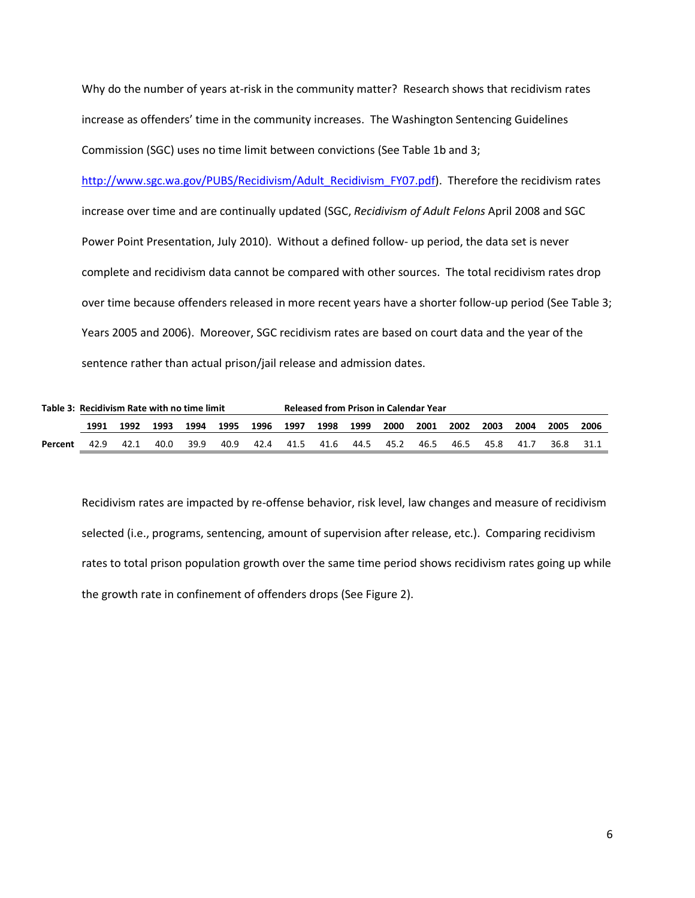Why do the number of years at-risk in the community matter? Research shows that recidivism rates increase as offenders' time in the community increases. The Washington Sentencing Guidelines Commission (SGC) uses no time limit between convictions (See Table 1b and 3; http://www.sgc.wa.gov/PUBS/Recidivism/Adult_Recidivism_FY07.pdf). Therefore the recidivism rates increase over time and are continually updated (SGC, *Recidivism of Adult Felons* April 2008 and SGC Power Point Presentation, July 2010). Without a defined follow- up period, the data set is never complete and recidivism data cannot be compared with other sources. The total recidivism rates drop over time because offenders released in more recent years have a shorter follow-up period (See Table 3; Years 2005 and 2006). Moreover, SGC recidivism rates are based on court data and the year of the sentence rather than actual prison/jail release and admission dates.

**Table 3: Recidivism Rate with no time limit** — **Released from Prison in Calendar Year**

| | 1991 | 1992 | 1993 | 1994 | 1995 | 1996 | 1997 | 1998 | 1999 | 2000 | 2001 | 2002 | 2003 | 2004 | 2005 | 2006 |
|---|---|---|---|---|---|---|---|---|---|---|---|---|---|---|---|---|
| **Percent** | 42.9 | 42.1 | 40.0 | 39.9 | 40.9 | 42.4 | 41.5 | 41.6 | 44.5 | 45.2 | 46.5 | 46.5 | 45.8 | 41.7 | 36.8 | 31.1 |

Recidivism rates are impacted by re-offense behavior, risk level, law changes and measure of recidivism selected (i.e., programs, sentencing, amount of supervision after release, etc.). Comparing recidivism rates to total prison population growth over the same time period shows recidivism rates going up while the growth rate in confinement of offenders drops (See Figure 2).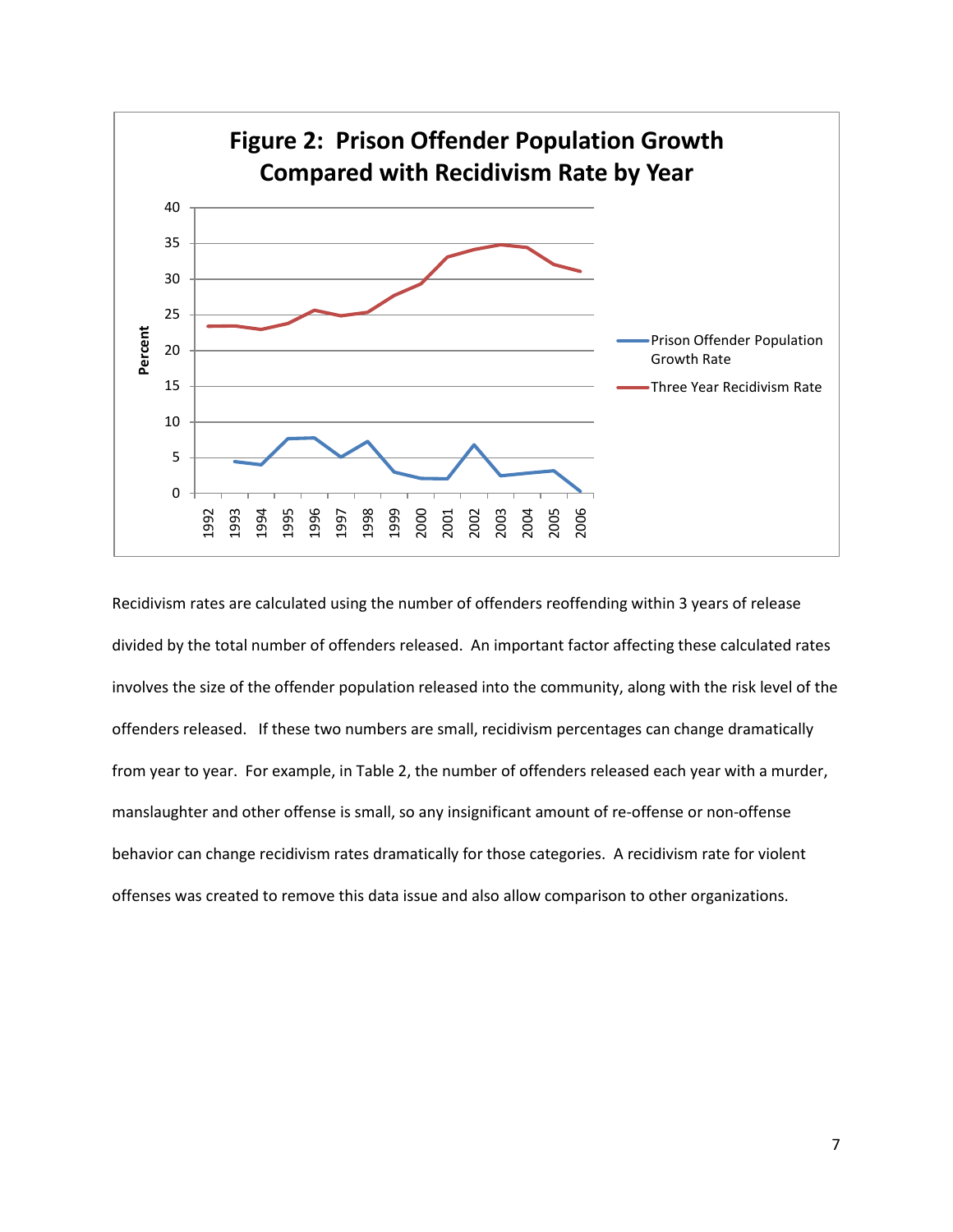**Figure 2: Prison Offender Population Growth Compared with Recidivism Rate by Year**

Recidivism rates are calculated using the number of offenders reoffending within 3 years of release divided by the total number of offenders released. An important factor affecting these calculated rates involves the size of the offender population released into the community, along with the risk level of the offenders released. If these two numbers are small, recidivism percentages can change dramatically from year to year. For example, in Table 2, the number of offenders released each year with a murder, manslaughter and other offense is small, so any insignificant amount of re-offense or non-offense behavior can change recidivism rates dramatically for those categories. A recidivism rate for violent offenses was created to remove this data issue and also allow comparison to other organizations.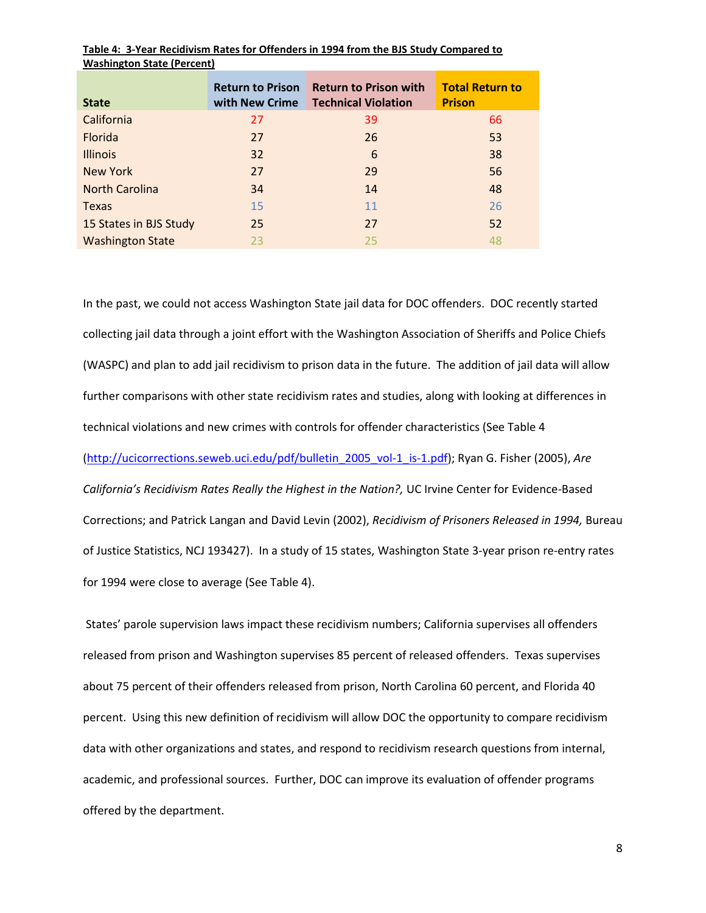**Table 4: 3-Year Recidivism Rates for Offenders in 1994 from the BJS Study Compared to Washington State (Percent)**

| State | Return to Prison with New Crime | Return to Prison with Technical Violation | Total Return to Prison |
|---|---|---|---|
| California | 27 | 39 | 66 |
| Florida | 27 | 26 | 53 |
| Illinois | 32 | 6 | 38 |
| New York | 27 | 29 | 56 |
| North Carolina | 34 | 14 | 48 |
| Texas | 15 | 11 | 26 |
| 15 States in BJS Study | 25 | 27 | 52 |
| Washington State | 23 | 25 | 48 |

In the past, we could not access Washington State jail data for DOC offenders. DOC recently started collecting jail data through a joint effort with the Washington Association of Sheriffs and Police Chiefs (WASPC) and plan to add jail recidivism to prison data in the future. The addition of jail data will allow further comparisons with other state recidivism rates and studies, along with looking at differences in technical violations and new crimes with controls for offender characteristics (See Table 4 (http://ucicorrections.seweb.uci.edu/pdf/bulletin_2005_vol-1_is-1.pdf); Ryan G. Fisher (2005), *Are California's Recidivism Rates Really the Highest in the Nation?,* UC Irvine Center for Evidence-Based Corrections; and Patrick Langan and David Levin (2002), *Recidivism of Prisoners Released in 1994,* Bureau of Justice Statistics, NCJ 193427). In a study of 15 states, Washington State 3-year prison re-entry rates for 1994 were close to average (See Table 4).

States' parole supervision laws impact these recidivism numbers; California supervises all offenders released from prison and Washington supervises 85 percent of released offenders. Texas supervises about 75 percent of their offenders released from prison, North Carolina 60 percent, and Florida 40 percent. Using this new definition of recidivism will allow DOC the opportunity to compare recidivism data with other organizations and states, and respond to recidivism research questions from internal, academic, and professional sources. Further, DOC can improve its evaluation of offender programs offered by the department.